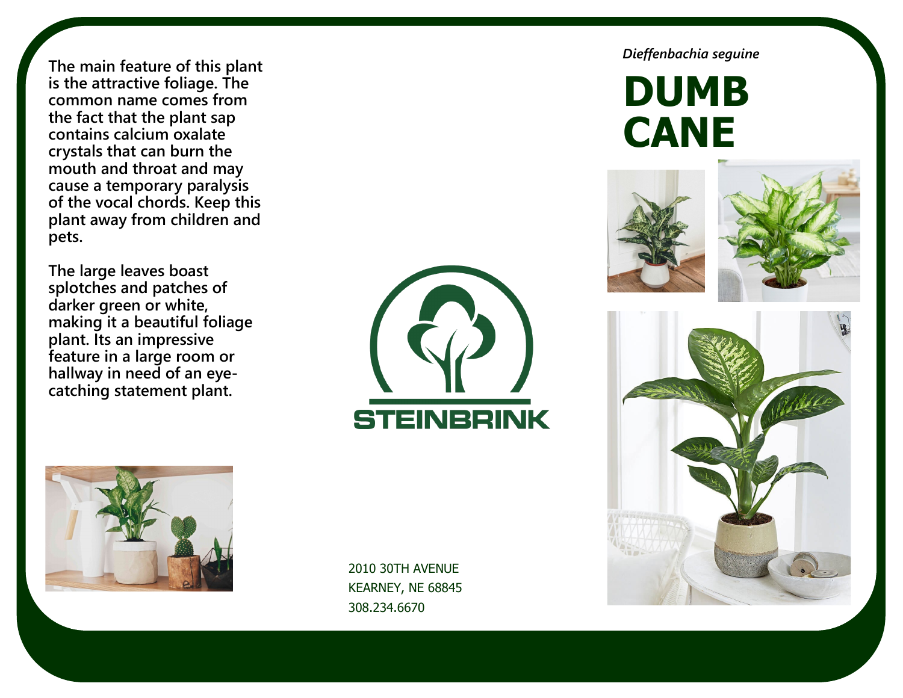*Dieffenbachia seguine*

# DUMB CANE

**The main feature of this plant is the attractive foliage. The common name comes from the fact that the plant sap contains calcium oxalate crystals that can burn the mouth and throat and may cause a temporary paralysis of the vocal chords. Keep this plant away from children and pets.**

**The large leaves boast splotches and patches of darker green or white, making it a beautiful foliage plant. Its an impressive feature in a large room or hallway in need of an eye-catching statement plant.**

STEINBRINK

2010 30TH AVENUE
KEARNEY, NE 68845
308.234.6670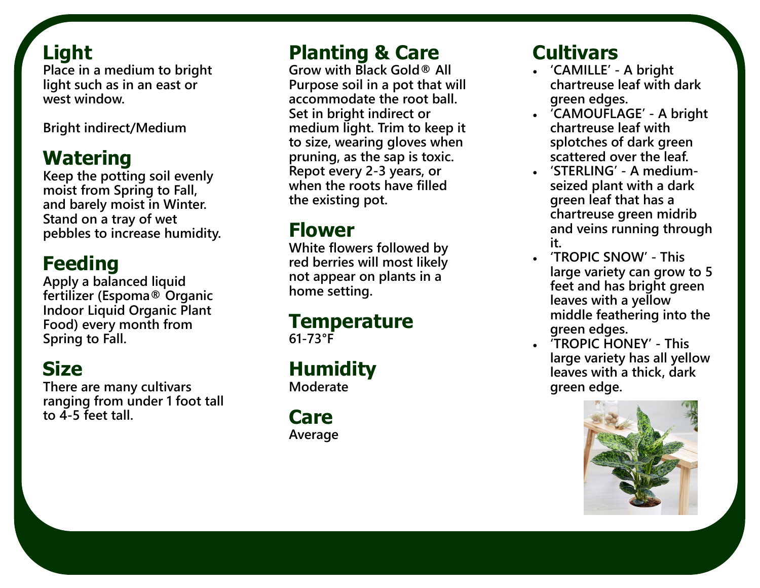## Light

Place in a medium to bright light such as in an east or west window.

Bright indirect/Medium

## Watering

Keep the potting soil evenly moist from Spring to Fall, and barely moist in Winter. Stand on a tray of wet pebbles to increase humidity.

## Feeding

Apply a balanced liquid fertilizer (Espoma® Organic Indoor Liquid Organic Plant Food) every month from Spring to Fall.

## Size

There are many cultivars ranging from under 1 foot tall to 4-5 feet tall.

## Planting & Care

Grow with Black Gold® All Purpose soil in a pot that will accommodate the root ball. Set in bright indirect or medium light. Trim to keep it to size, wearing gloves when pruning, as the sap is toxic. Repot every 2-3 years, or when the roots have filled the existing pot.

## Flower

White flowers followed by red berries will most likely not appear on plants in a home setting.

## Temperature

61-73°F

## Humidity

Moderate

## Care

Average

## Cultivars

- 'CAMILLE' - A bright chartreuse leaf with dark green edges.
- 'CAMOUFLAGE' - A bright chartreuse leaf with splotches of dark green scattered over the leaf.
- 'STERLING' - A medium-seized plant with a dark green leaf that has a chartreuse green midrib and veins running through it.
- 'TROPIC SNOW' - This large variety can grow to 5 feet and has bright green leaves with a yellow middle feathering into the green edges.
- 'TROPIC HONEY' - This large variety has all yellow leaves with a thick, dark green edge.